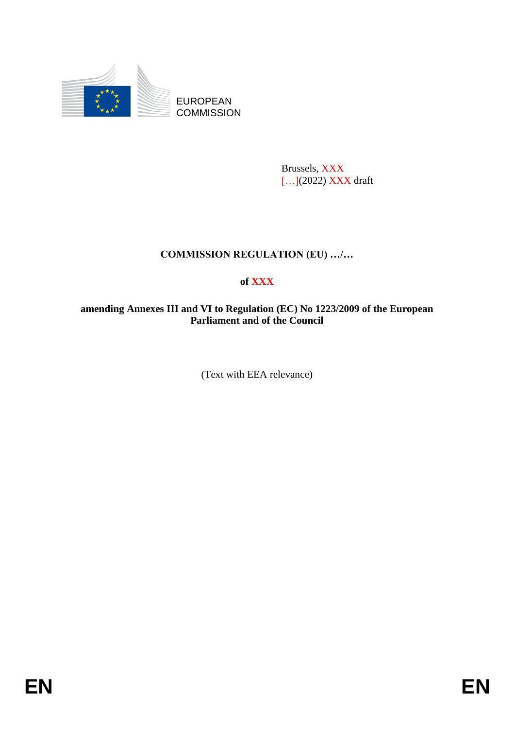EUROPEAN
COMMISSION

Brussels, XXX
[…](2022) XXX draft

**COMMISSION REGULATION (EU) …/…**

**of XXX**

**amending Annexes III and VI to Regulation (EC) No 1223/2009 of the European Parliament and of the Council**

(Text with EEA relevance)

EN EN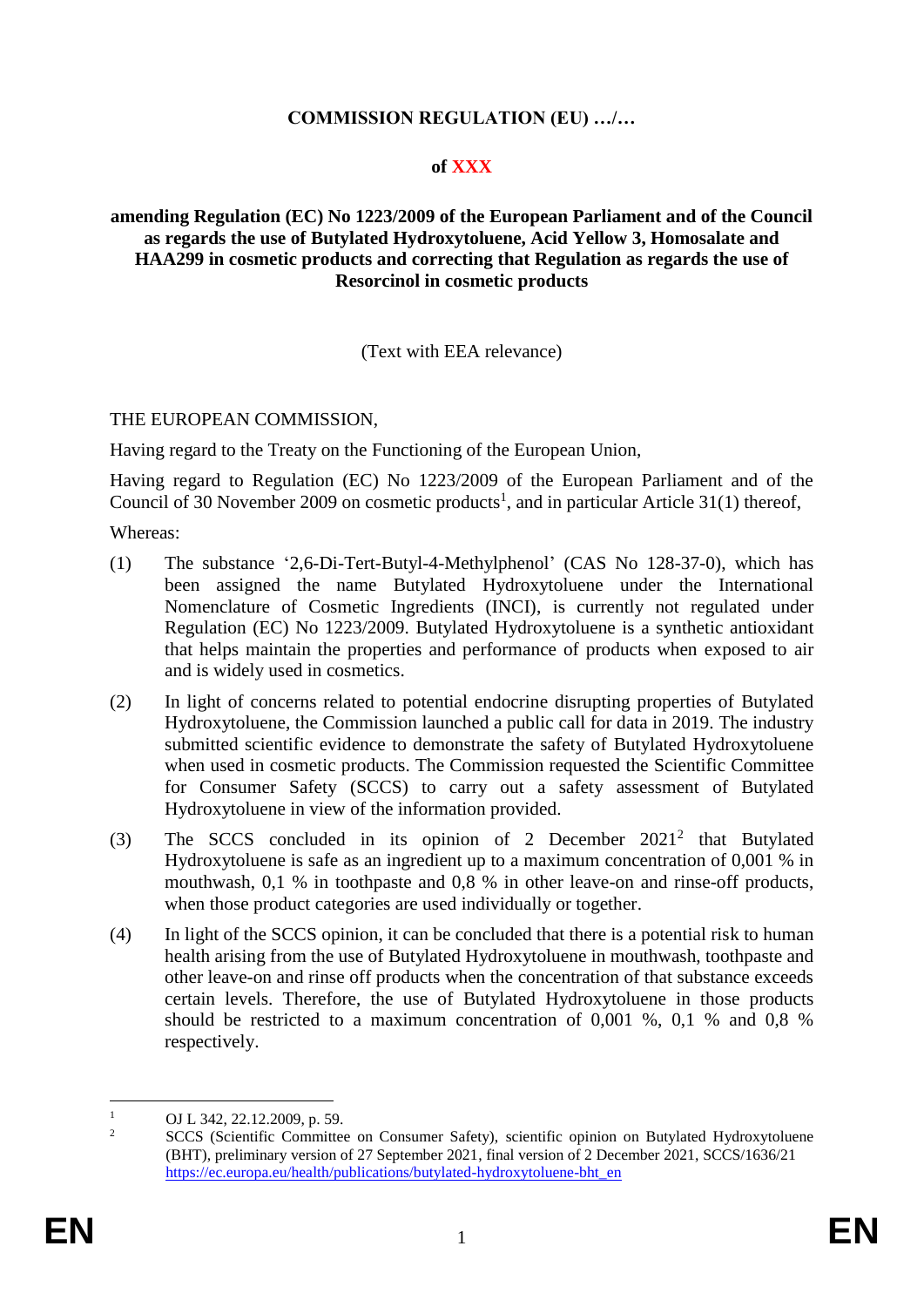**COMMISSION REGULATION (EU) …/…**

**of XXX**

**amending Regulation (EC) No 1223/2009 of the European Parliament and of the Council as regards the use of Butylated Hydroxytoluene, Acid Yellow 3, Homosalate and HAA299 in cosmetic products and correcting that Regulation as regards the use of Resorcinol in cosmetic products**

(Text with EEA relevance)

THE EUROPEAN COMMISSION,

Having regard to the Treaty on the Functioning of the European Union,

Having regard to Regulation (EC) No 1223/2009 of the European Parliament and of the Council of 30 November 2009 on cosmetic products[1], and in particular Article 31(1) thereof,

Whereas:

(1) The substance '2,6-Di-Tert-Butyl-4-Methylphenol' (CAS No 128-37-0), which has been assigned the name Butylated Hydroxytoluene under the International Nomenclature of Cosmetic Ingredients (INCI), is currently not regulated under Regulation (EC) No 1223/2009. Butylated Hydroxytoluene is a synthetic antioxidant that helps maintain the properties and performance of products when exposed to air and is widely used in cosmetics.

(2) In light of concerns related to potential endocrine disrupting properties of Butylated Hydroxytoluene, the Commission launched a public call for data in 2019. The industry submitted scientific evidence to demonstrate the safety of Butylated Hydroxytoluene when used in cosmetic products. The Commission requested the Scientific Committee for Consumer Safety (SCCS) to carry out a safety assessment of Butylated Hydroxytoluene in view of the information provided.

(3) The SCCS concluded in its opinion of 2 December 2021[2] that Butylated Hydroxytoluene is safe as an ingredient up to a maximum concentration of 0,001 % in mouthwash, 0,1 % in toothpaste and 0,8 % in other leave-on and rinse-off products, when those product categories are used individually or together.

(4) In light of the SCCS opinion, it can be concluded that there is a potential risk to human health arising from the use of Butylated Hydroxytoluene in mouthwash, toothpaste and other leave-on and rinse off products when the concentration of that substance exceeds certain levels. Therefore, the use of Butylated Hydroxytoluene in those products should be restricted to a maximum concentration of 0,001 %, 0,1 % and 0,8 % respectively.

---

[1] OJ L 342, 22.12.2009, p. 59.

[2] SCCS (Scientific Committee on Consumer Safety), scientific opinion on Butylated Hydroxytoluene (BHT), preliminary version of 27 September 2021, final version of 2 December 2021, SCCS/1636/21 https://ec.europa.eu/health/publications/butylated-hydroxytoluene-bht_en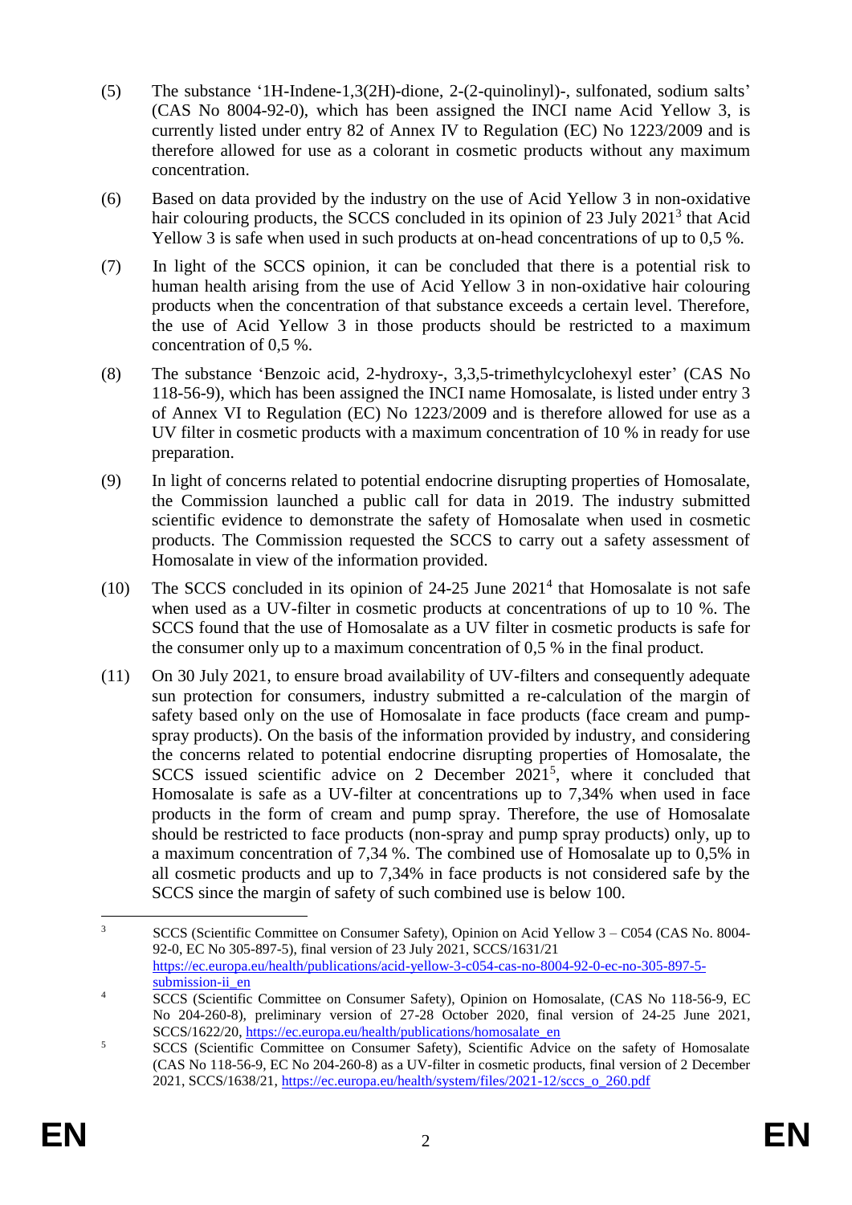(5) The substance '1H-Indene-1,3(2H)-dione, 2-(2-quinolinyl)-, sulfonated, sodium salts' (CAS No 8004-92-0), which has been assigned the INCI name Acid Yellow 3, is currently listed under entry 82 of Annex IV to Regulation (EC) No 1223/2009 and is therefore allowed for use as a colorant in cosmetic products without any maximum concentration.

(6) Based on data provided by the industry on the use of Acid Yellow 3 in non-oxidative hair colouring products, the SCCS concluded in its opinion of 23 July 2021[3] that Acid Yellow 3 is safe when used in such products at on-head concentrations of up to 0,5 %.

(7) In light of the SCCS opinion, it can be concluded that there is a potential risk to human health arising from the use of Acid Yellow 3 in non-oxidative hair colouring products when the concentration of that substance exceeds a certain level. Therefore, the use of Acid Yellow 3 in those products should be restricted to a maximum concentration of 0,5 %.

(8) The substance 'Benzoic acid, 2-hydroxy-, 3,3,5-trimethylcyclohexyl ester' (CAS No 118-56-9), which has been assigned the INCI name Homosalate, is listed under entry 3 of Annex VI to Regulation (EC) No 1223/2009 and is therefore allowed for use as a UV filter in cosmetic products with a maximum concentration of 10 % in ready for use preparation.

(9) In light of concerns related to potential endocrine disrupting properties of Homosalate, the Commission launched a public call for data in 2019. The industry submitted scientific evidence to demonstrate the safety of Homosalate when used in cosmetic products. The Commission requested the SCCS to carry out a safety assessment of Homosalate in view of the information provided.

(10) The SCCS concluded in its opinion of 24-25 June 2021[4] that Homosalate is not safe when used as a UV-filter in cosmetic products at concentrations of up to 10 %. The SCCS found that the use of Homosalate as a UV filter in cosmetic products is safe for the consumer only up to a maximum concentration of 0,5 % in the final product.

(11) On 30 July 2021, to ensure broad availability of UV-filters and consequently adequate sun protection for consumers, industry submitted a re-calculation of the margin of safety based only on the use of Homosalate in face products (face cream and pump-spray products). On the basis of the information provided by industry, and considering the concerns related to potential endocrine disrupting properties of Homosalate, the SCCS issued scientific advice on 2 December 2021[5], where it concluded that Homosalate is safe as a UV-filter at concentrations up to 7,34% when used in face products in the form of cream and pump spray. Therefore, the use of Homosalate should be restricted to face products (non-spray and pump spray products) only, up to a maximum concentration of 7,34 %. The combined use of Homosalate up to 0,5% in all cosmetic products and up to 7,34% in face products is not considered safe by the SCCS since the margin of safety of such combined use is below 100.

---

[3] SCCS (Scientific Committee on Consumer Safety), Opinion on Acid Yellow 3 – C054 (CAS No. 8004-92-0, EC No 305-897-5), final version of 23 July 2021, SCCS/1631/21 https://ec.europa.eu/health/publications/acid-yellow-3-c054-cas-no-8004-92-0-ec-no-305-897-5-submission-ii_en

[4] SCCS (Scientific Committee on Consumer Safety), Opinion on Homosalate, (CAS No 118-56-9, EC No 204-260-8), preliminary version of 27-28 October 2020, final version of 24-25 June 2021, SCCS/1622/20, https://ec.europa.eu/health/publications/homosalate_en

[5] SCCS (Scientific Committee on Consumer Safety), Scientific Advice on the safety of Homosalate (CAS No 118-56-9, EC No 204-260-8) as a UV-filter in cosmetic products, final version of 2 December 2021, SCCS/1638/21, https://ec.europa.eu/health/system/files/2021-12/sccs_o_260.pdf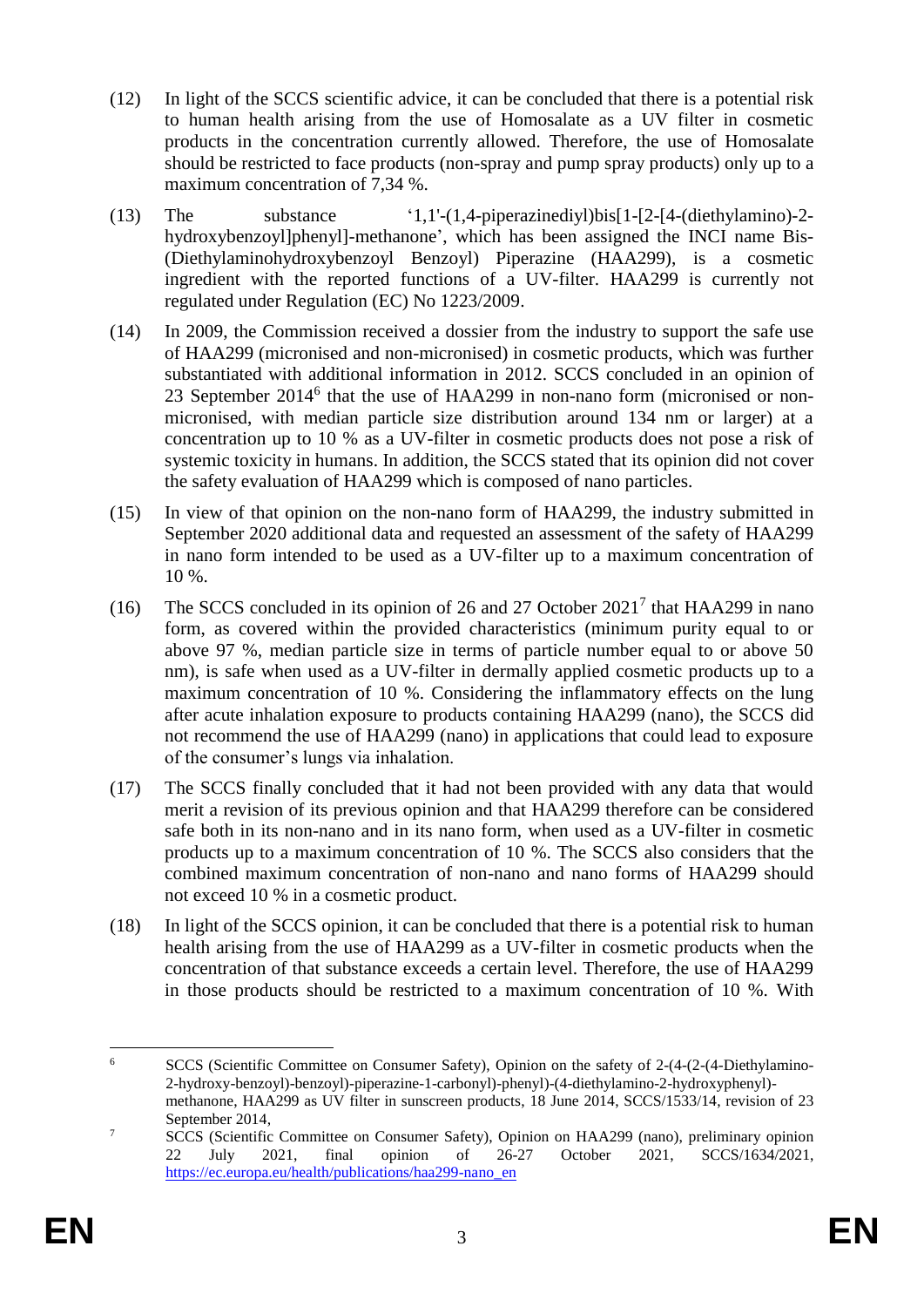(12) In light of the SCCS scientific advice, it can be concluded that there is a potential risk to human health arising from the use of Homosalate as a UV filter in cosmetic products in the concentration currently allowed. Therefore, the use of Homosalate should be restricted to face products (non-spray and pump spray products) only up to a maximum concentration of 7,34 %.

(13) The substance '1,1'-(1,4-piperazinediyl)bis[1-[2-[4-(diethylamino)-2-hydroxybenzoyl]phenyl]-methanone', which has been assigned the INCI name Bis-(Diethylaminohydroxybenzoyl Benzoyl) Piperazine (HAA299), is a cosmetic ingredient with the reported functions of a UV-filter. HAA299 is currently not regulated under Regulation (EC) No 1223/2009.

(14) In 2009, the Commission received a dossier from the industry to support the safe use of HAA299 (micronised and non-micronised) in cosmetic products, which was further substantiated with additional information in 2012. SCCS concluded in an opinion of 23 September 2014[6] that the use of HAA299 in non-nano form (micronised or non-micronised, with median particle size distribution around 134 nm or larger) at a concentration up to 10 % as a UV-filter in cosmetic products does not pose a risk of systemic toxicity in humans. In addition, the SCCS stated that its opinion did not cover the safety evaluation of HAA299 which is composed of nano particles.

(15) In view of that opinion on the non-nano form of HAA299, the industry submitted in September 2020 additional data and requested an assessment of the safety of HAA299 in nano form intended to be used as a UV-filter up to a maximum concentration of 10 %.

(16) The SCCS concluded in its opinion of 26 and 27 October 2021[7] that HAA299 in nano form, as covered within the provided characteristics (minimum purity equal to or above 97 %, median particle size in terms of particle number equal to or above 50 nm), is safe when used as a UV-filter in dermally applied cosmetic products up to a maximum concentration of 10 %. Considering the inflammatory effects on the lung after acute inhalation exposure to products containing HAA299 (nano), the SCCS did not recommend the use of HAA299 (nano) in applications that could lead to exposure of the consumer's lungs via inhalation.

(17) The SCCS finally concluded that it had not been provided with any data that would merit a revision of its previous opinion and that HAA299 therefore can be considered safe both in its non-nano and in its nano form, when used as a UV-filter in cosmetic products up to a maximum concentration of 10 %. The SCCS also considers that the combined maximum concentration of non-nano and nano forms of HAA299 should not exceed 10 % in a cosmetic product.

(18) In light of the SCCS opinion, it can be concluded that there is a potential risk to human health arising from the use of HAA299 as a UV-filter in cosmetic products when the concentration of that substance exceeds a certain level. Therefore, the use of HAA299 in those products should be restricted to a maximum concentration of 10 %. With

---

[6] SCCS (Scientific Committee on Consumer Safety), Opinion on the safety of 2-(4-(2-(4-Diethylamino-2-hydroxy-benzoyl)-benzoyl)-piperazine-1-carbonyl)-phenyl)-(4-diethylamino-2-hydroxyphenyl)-methanone, HAA299 as UV filter in sunscreen products, 18 June 2014, SCCS/1533/14, revision of 23 September 2014,

[7] SCCS (Scientific Committee on Consumer Safety), Opinion on HAA299 (nano), preliminary opinion 22 July 2021, final opinion of 26-27 October 2021, SCCS/1634/2021, https://ec.europa.eu/health/publications/haa299-nano_en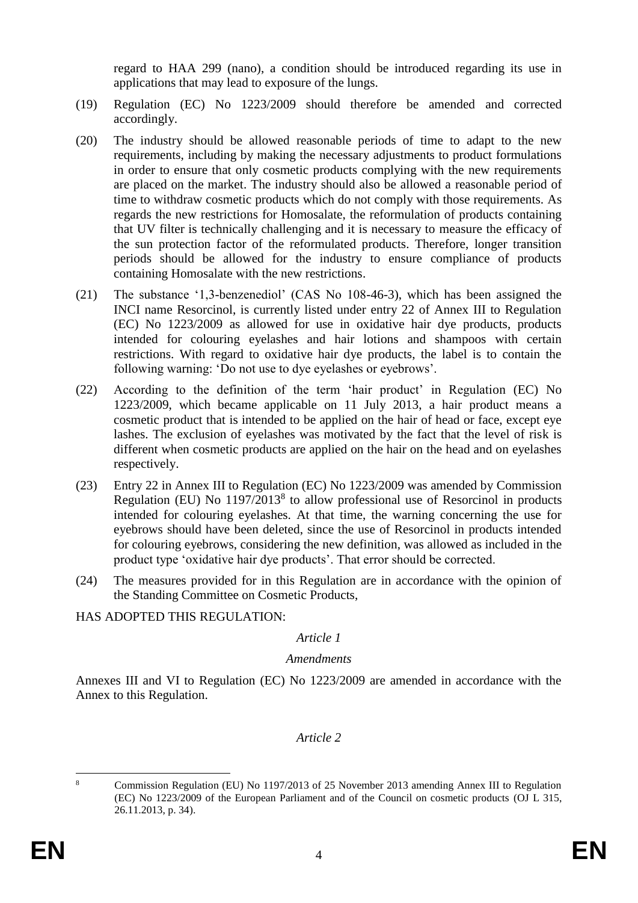regard to HAA 299 (nano), a condition should be introduced regarding its use in applications that may lead to exposure of the lungs.

(19) Regulation (EC) No 1223/2009 should therefore be amended and corrected accordingly.

(20) The industry should be allowed reasonable periods of time to adapt to the new requirements, including by making the necessary adjustments to product formulations in order to ensure that only cosmetic products complying with the new requirements are placed on the market. The industry should also be allowed a reasonable period of time to withdraw cosmetic products which do not comply with those requirements. As regards the new restrictions for Homosalate, the reformulation of products containing that UV filter is technically challenging and it is necessary to measure the efficacy of the sun protection factor of the reformulated products. Therefore, longer transition periods should be allowed for the industry to ensure compliance of products containing Homosalate with the new restrictions.

(21) The substance '1,3-benzenediol' (CAS No 108-46-3), which has been assigned the INCI name Resorcinol, is currently listed under entry 22 of Annex III to Regulation (EC) No 1223/2009 as allowed for use in oxidative hair dye products, products intended for colouring eyelashes and hair lotions and shampoos with certain restrictions. With regard to oxidative hair dye products, the label is to contain the following warning: 'Do not use to dye eyelashes or eyebrows'.

(22) According to the definition of the term 'hair product' in Regulation (EC) No 1223/2009, which became applicable on 11 July 2013, a hair product means a cosmetic product that is intended to be applied on the hair of head or face, except eye lashes. The exclusion of eyelashes was motivated by the fact that the level of risk is different when cosmetic products are applied on the hair on the head and on eyelashes respectively.

(23) Entry 22 in Annex III to Regulation (EC) No 1223/2009 was amended by Commission Regulation (EU) No 1197/2013[8] to allow professional use of Resorcinol in products intended for colouring eyelashes. At that time, the warning concerning the use for eyebrows should have been deleted, since the use of Resorcinol in products intended for colouring eyebrows, considering the new definition, was allowed as included in the product type 'oxidative hair dye products'. That error should be corrected.

(24) The measures provided for in this Regulation are in accordance with the opinion of the Standing Committee on Cosmetic Products,

HAS ADOPTED THIS REGULATION:

*Article 1*

*Amendments*

Annexes III and VI to Regulation (EC) No 1223/2009 are amended in accordance with the Annex to this Regulation.

*Article 2*

---

[8] Commission Regulation (EU) No 1197/2013 of 25 November 2013 amending Annex III to Regulation (EC) No 1223/2009 of the European Parliament and of the Council on cosmetic products (OJ L 315, 26.11.2013, p. 34).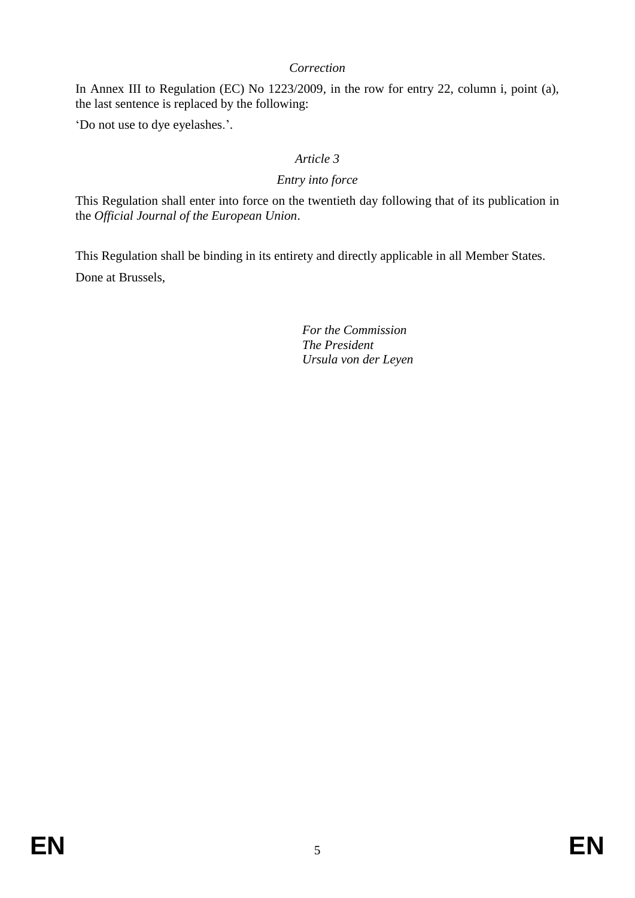*Correction*

In Annex III to Regulation (EC) No 1223/2009, in the row for entry 22, column i, point (a), the last sentence is replaced by the following:

'Do not use to dye eyelashes.'.

*Article 3*

*Entry into force*

This Regulation shall enter into force on the twentieth day following that of its publication in the *Official Journal of the European Union*.

This Regulation shall be binding in its entirety and directly applicable in all Member States.

Done at Brussels,

*For the Commission*
*The President*
*Ursula von der Leyen*